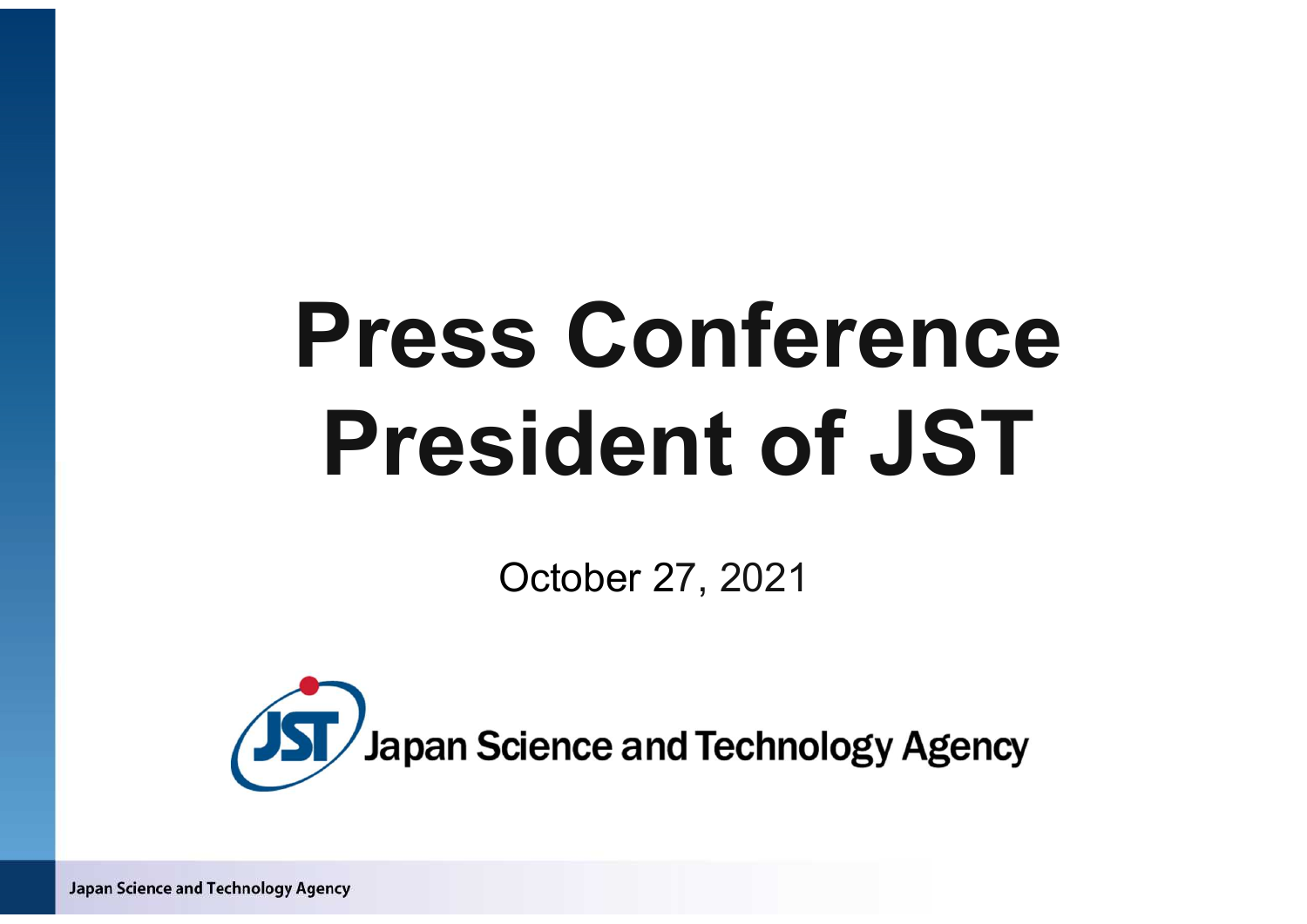# Press Conference
# President of JST

October 27, 2021

Japan Science and Technology Agency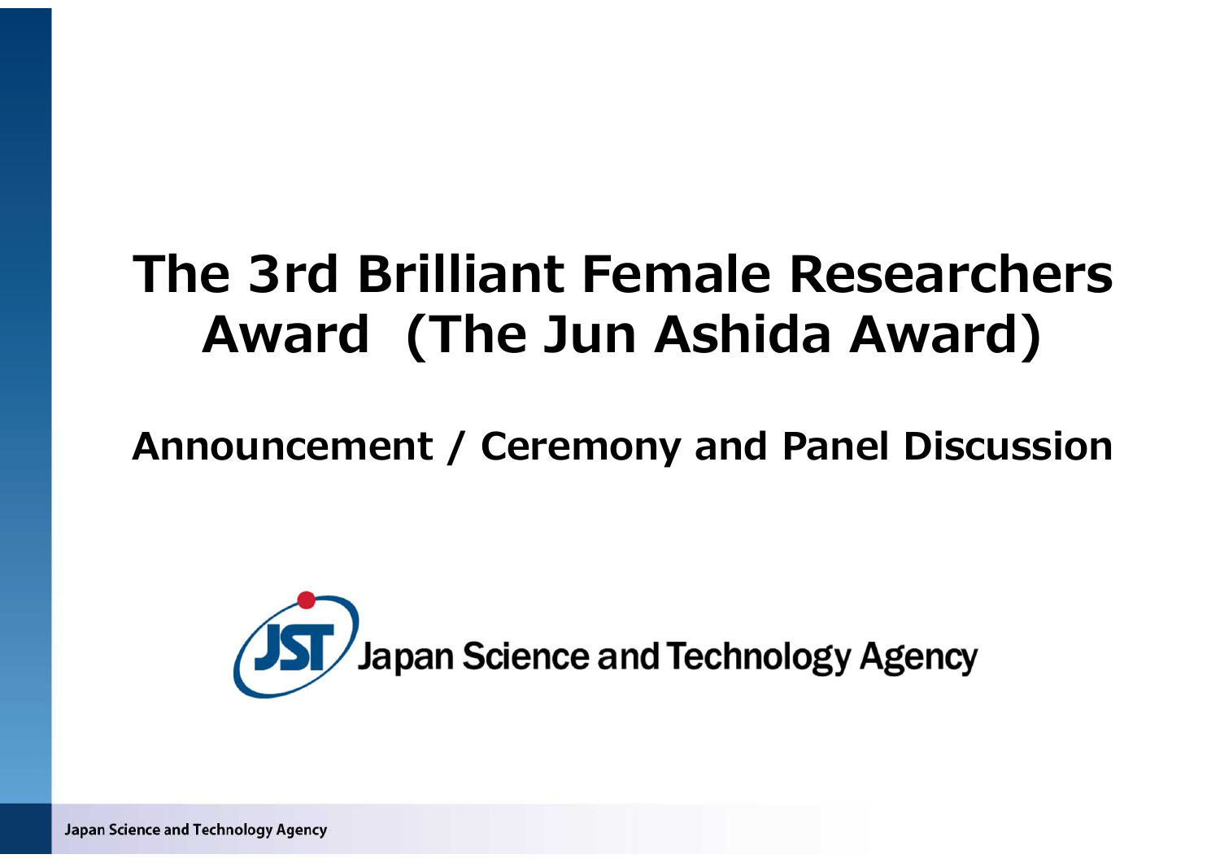# The 3rd Brilliant Female Researchers Award (The Jun Ashida Award)

## Announcement / Ceremony and Panel Discussion

Japan Science and Technology Agency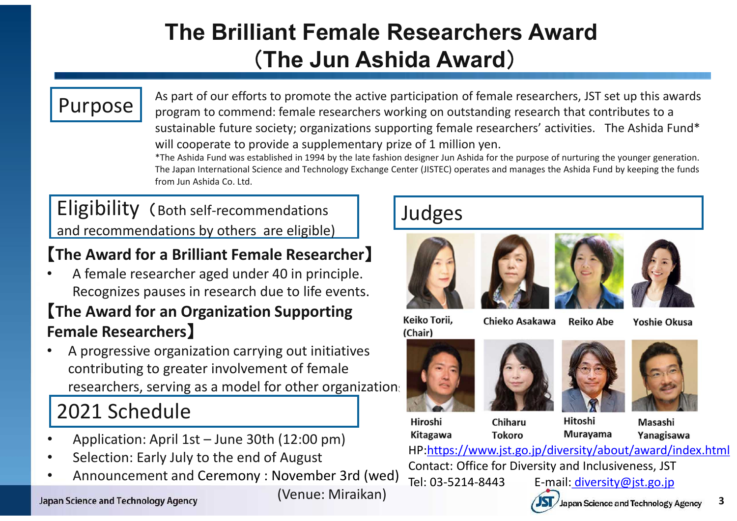# The Brilliant Female Researchers Award （The Jun Ashida Award）

## Purpose

As part of our efforts to promote the active participation of female researchers, JST set up this awards program to commend: female researchers working on outstanding research that contributes to a sustainable future society; organizations supporting female researchers' activities. The Ashida Fund* will cooperate to provide a supplementary prize of 1 million yen.

*The Ashida Fund was established in 1994 by the late fashion designer Jun Ashida for the purpose of nurturing the younger generation. The Japan International Science and Technology Exchange Center (JISTEC) operates and manages the Ashida Fund by keeping the funds from Jun Ashida Co. Ltd.

## Eligibility （Both self-recommendations and recommendations by others are eligible)

**【The Award for a Brilliant Female Researcher】**

- A female researcher aged under 40 in principle. Recognizes pauses in research due to life events.

**【The Award for an Organization Supporting Female Researchers】**

- A progressive organization carrying out initiatives contributing to greater involvement of female researchers, serving as a model for other organizations

## 2021 Schedule

- Application: April 1st – June 30th (12:00 pm)
- Selection: Early July to the end of August
- Announcement and Ceremony : November 3rd (wed) (Venue: Miraikan)

## Judges

Keiko Torii, (Chair)
Chieko Asakawa
Reiko Abe
Yoshie Okusa
Hiroshi Kitagawa
Chiharu Tokoro
Hitoshi Murayama
Masashi Yanagisawa

HP: https://www.jst.go.jp/diversity/about/award/index.html

Contact: Office for Diversity and Inclusiveness, JST

Tel: 03-5214-8443　E-mail: diversity@jst.go.jp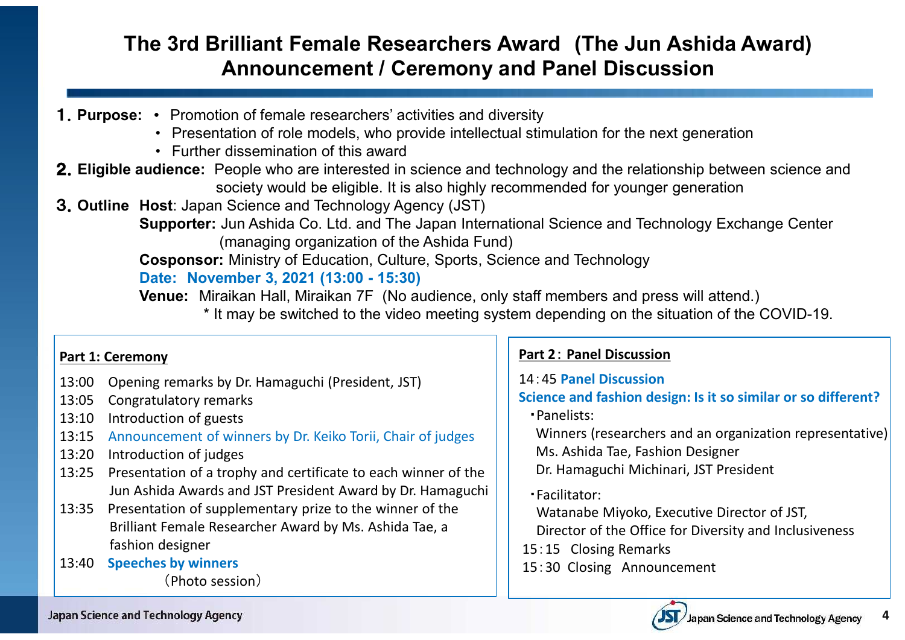# The 3rd Brilliant Female Researchers Award (The Jun Ashida Award) Announcement / Ceremony and Panel Discussion

**1. Purpose:**
- Promotion of female researchers' activities and diversity
- Presentation of role models, who provide intellectual stimulation for the next generation
- Further dissemination of this award

**2. Eligible audience:** People who are interested in science and technology and the relationship between science and society would be eligible. It is also highly recommended for younger generation

**3. Outline**

**Host**: Japan Science and Technology Agency (JST)

**Supporter:** Jun Ashida Co. Ltd. and The Japan International Science and Technology Exchange Center (managing organization of the Ashida Fund)

**Cosponsor:** Ministry of Education, Culture, Sports, Science and Technology

**Date: November 3, 2021 (13:00 - 15:30)**

**Venue:** Miraikan Hall, Miraikan 7F (No audience, only staff members and press will attend.)

* It may be switched to the video meeting system depending on the situation of the COVID-19.

**Part 1: Ceremony**

- 13:00 Opening remarks by Dr. Hamaguchi (President, JST)
- 13:05 Congratulatory remarks
- 13:10 Introduction of guests
- 13:15 Announcement of winners by Dr. Keiko Torii, Chair of judges
- 13:20 Introduction of judges
- 13:25 Presentation of a trophy and certificate to each winner of the Jun Ashida Awards and JST President Award by Dr. Hamaguchi
- 13:35 Presentation of supplementary prize to the winner of the Brilliant Female Researcher Award by Ms. Ashida Tae, a fashion designer
- 13:40 **Speeches by winners**
  (Photo session)

**Part 2: Panel Discussion**

14:45 **Panel Discussion**

**Science and fashion design: Is it so similar or so different?**

・Panelists:
Winners (researchers and an organization representative)
Ms. Ashida Tae, Fashion Designer
Dr. Hamaguchi Michinari, JST President

・Facilitator:
Watanabe Miyoko, Executive Director of JST,
Director of the Office for Diversity and Inclusiveness

15:15 Closing Remarks
15:30 Closing Announcement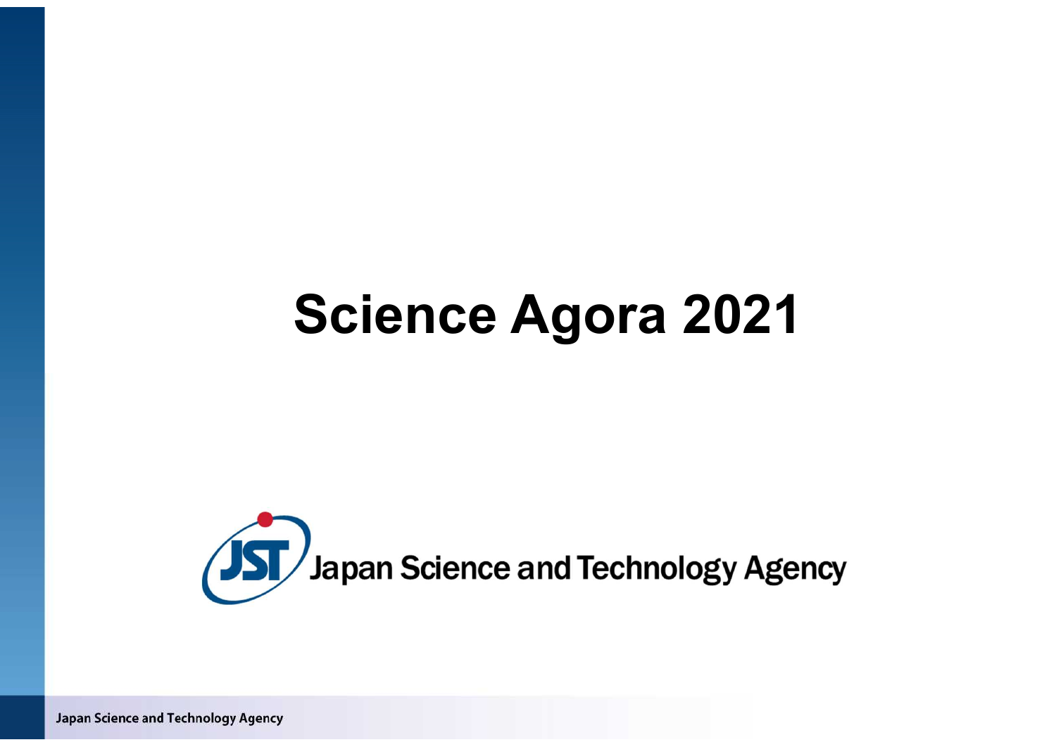# Science Agora 2021

Japan Science and Technology Agency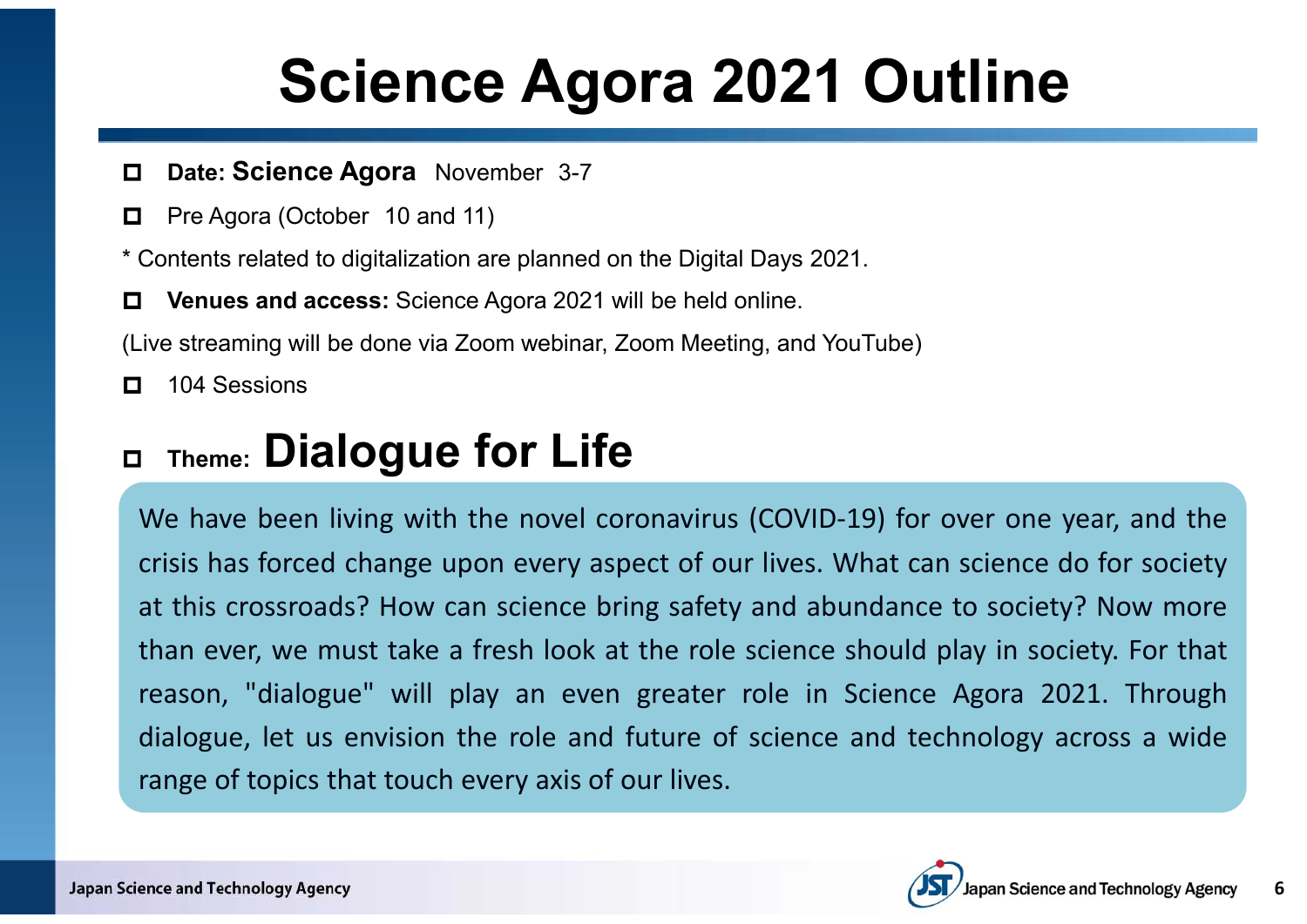# Science Agora 2021 Outline

- **Date: Science Agora** November 3-7
- Pre Agora (October 10 and 11)

* Contents related to digitalization are planned on the Digital Days 2021.

- **Venues and access:** Science Agora 2021 will be held online.

(Live streaming will be done via Zoom webinar, Zoom Meeting, and YouTube)

- 104 Sessions

- **Theme: Dialogue for Life**

We have been living with the novel coronavirus (COVID-19) for over one year, and the crisis has forced change upon every aspect of our lives. What can science do for society at this crossroads? How can science bring safety and abundance to society? Now more than ever, we must take a fresh look at the role science should play in society. For that reason, "dialogue" will play an even greater role in Science Agora 2021. Through dialogue, let us envision the role and future of science and technology across a wide range of topics that touch every axis of our lives.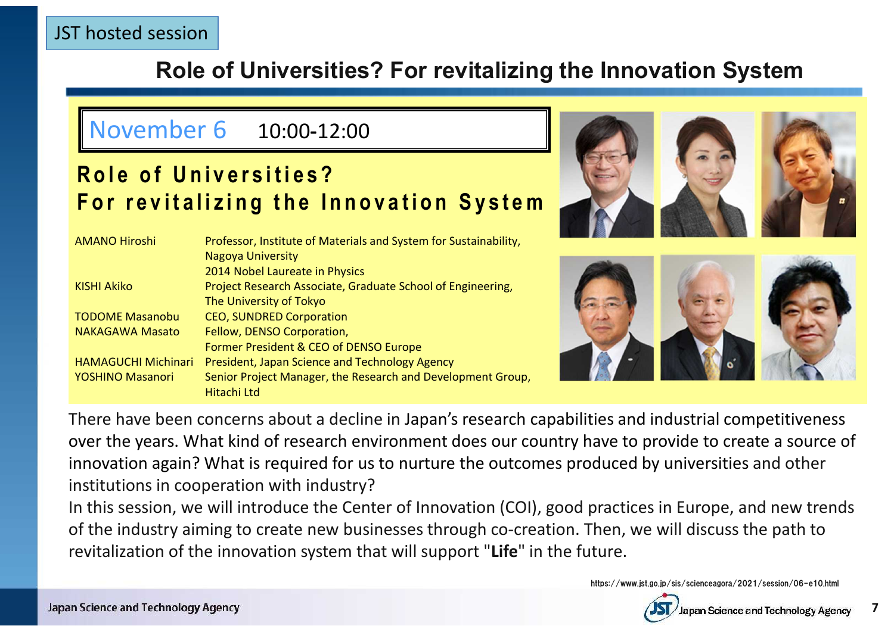JST hosted session

# Role of Universities? For revitalizing the Innovation System

**November 6** 10:00-12:00

## Role of Universities? For revitalizing the Innovation System

| | |
|---|---|
| AMANO Hiroshi | Professor, Institute of Materials and System for Sustainability, Nagoya University<br>2014 Nobel Laureate in Physics |
| KISHI Akiko | Project Research Associate, Graduate School of Engineering, The University of Tokyo |
| TODOME Masanobu | CEO, SUNDRED Corporation |
| NAKAGAWA Masato | Fellow, DENSO Corporation,<br>Former President & CEO of DENSO Europe |
| HAMAGUCHI Michinari | President, Japan Science and Technology Agency |
| YOSHINO Masanori | Senior Project Manager, the Research and Development Group, Hitachi Ltd |

There have been concerns about a decline in Japan's research capabilities and industrial competitiveness over the years. What kind of research environment does our country have to provide to create a source of innovation again? What is required for us to nurture the outcomes produced by universities and other institutions in cooperation with industry?

In this session, we will introduce the Center of Innovation (COI), good practices in Europe, and new trends of the industry aiming to create new businesses through co-creation. Then, we will discuss the path to revitalization of the innovation system that will support "**Life**" in the future.

https://www.jst.go.jp/sis/scienceagora/2021/session/06-e10.html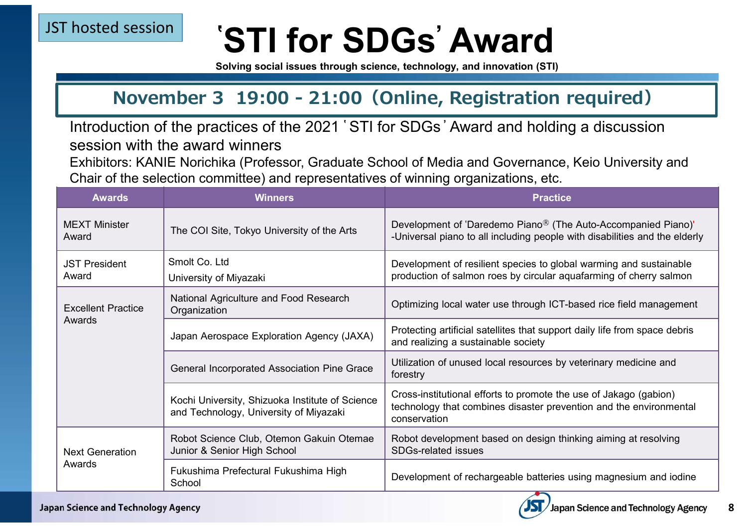JST hosted session

# 'STI for SDGs' Award

**Solving social issues through science, technology, and innovation (STI)**

## November 3 19:00 - 21:00（Online, Registration required）

Introduction of the practices of the 2021 'STI for SDGs' Award and holding a discussion session with the award winners

Exhibitors: KANIE Norichika (Professor, Graduate School of Media and Governance, Keio University and Chair of the selection committee) and representatives of winning organizations, etc.

| Awards | Winners | Practice |
|---|---|---|
| MEXT Minister Award | The COI Site, Tokyo University of the Arts | Development of 'Daredemo Piano® (The Auto-Accompanied Piano)' -Universal piano to all including people with disabilities and the elderly |
| JST President Award | Smolt Co. Ltd<br>University of Miyazaki | Development of resilient species to global warming and sustainable production of salmon roes by circular aquafarming of cherry salmon |
| Excellent Practice Awards | National Agriculture and Food Research Organization | Optimizing local water use through ICT-based rice field management |
| | Japan Aerospace Exploration Agency (JAXA) | Protecting artificial satellites that support daily life from space debris and realizing a sustainable society |
| | General Incorporated Association Pine Grace | Utilization of unused local resources by veterinary medicine and forestry |
| | Kochi University, Shizuoka Institute of Science and Technology, University of Miyazaki | Cross-institutional efforts to promote the use of Jakago (gabion) technology that combines disaster prevention and the environmental conservation |
| Next Generation Awards | Robot Science Club, Otemon Gakuin Otemae Junior & Senior High School | Robot development based on design thinking aiming at resolving SDGs-related issues |
| | Fukushima Prefectural Fukushima High School | Development of rechargeable batteries using magnesium and iodine |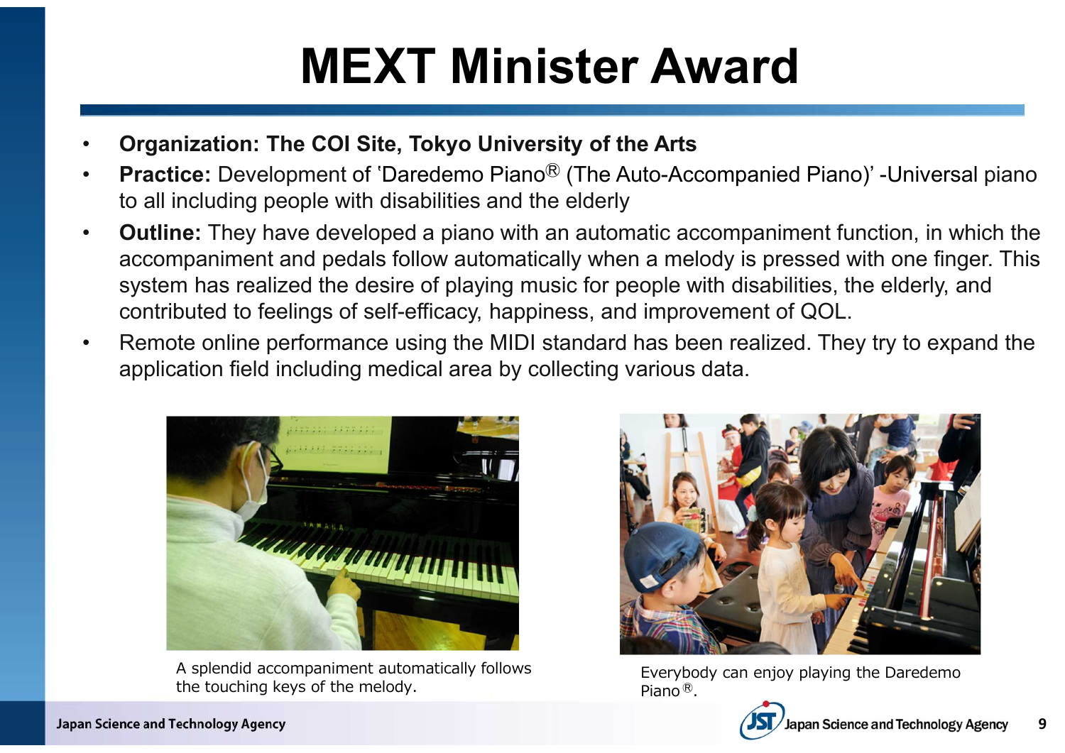# MEXT Minister Award

- **Organization: The COI Site, Tokyo University of the Arts**
- **Practice:** Development of 'Daredemo Piano® (The Auto-Accompanied Piano)' -Universal piano to all including people with disabilities and the elderly
- **Outline:** They have developed a piano with an automatic accompaniment function, in which the accompaniment and pedals follow automatically when a melody is pressed with one finger. This system has realized the desire of playing music for people with disabilities, the elderly, and contributed to feelings of self-efficacy, happiness, and improvement of QOL.
- Remote online performance using the MIDI standard has been realized. They try to expand the application field including medical area by collecting various data.

A splendid accompaniment automatically follows the touching keys of the melody.

Everybody can enjoy playing the Daredemo Piano®.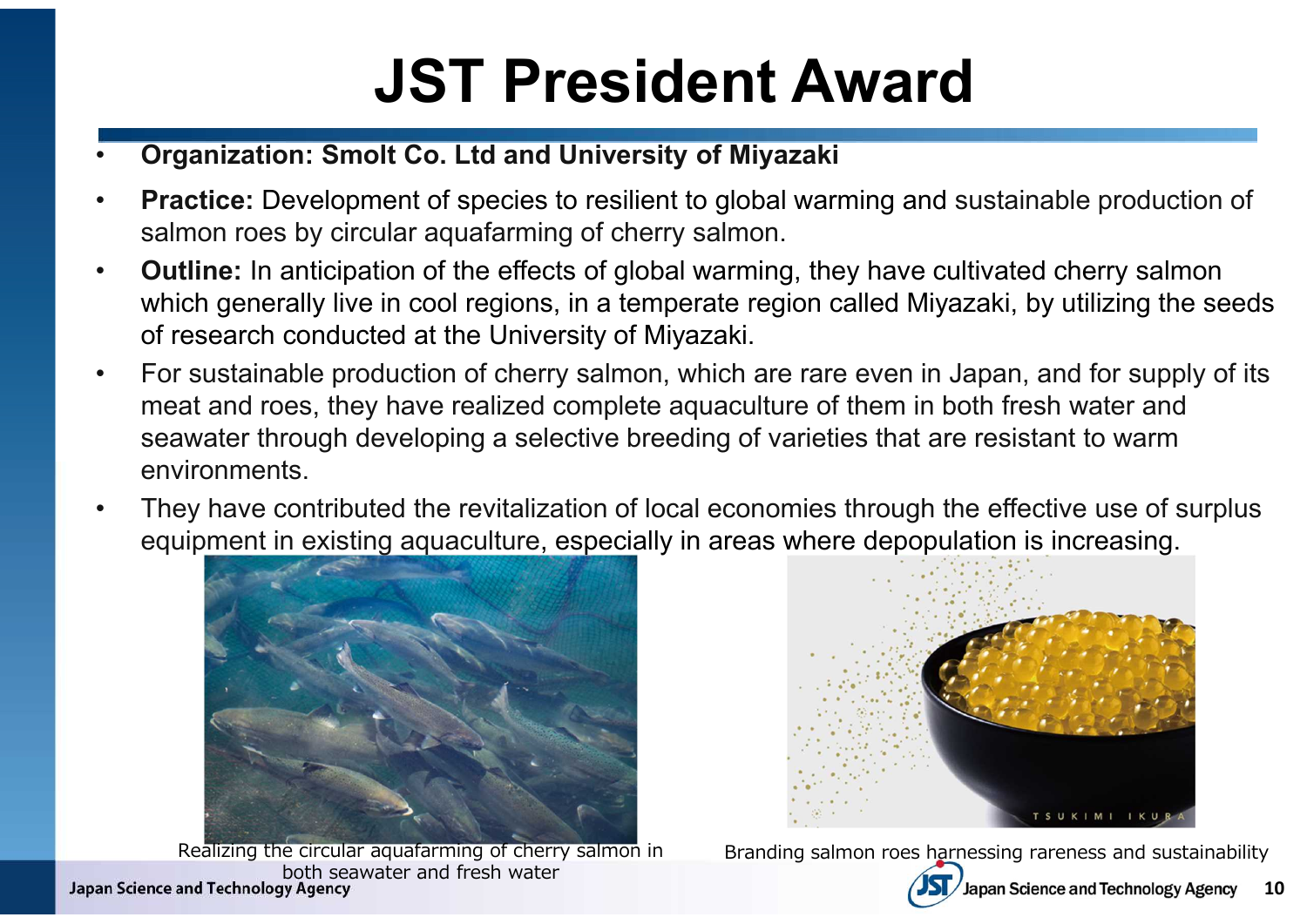# JST President Award

- **Organization: Smolt Co. Ltd and University of Miyazaki**
- **Practice:** Development of species to resilient to global warming and sustainable production of salmon roes by circular aquafarming of cherry salmon.
- **Outline:** In anticipation of the effects of global warming, they have cultivated cherry salmon which generally live in cool regions, in a temperate region called Miyazaki, by utilizing the seeds of research conducted at the University of Miyazaki.
- For sustainable production of cherry salmon, which are rare even in Japan, and for supply of its meat and roes, they have realized complete aquaculture of them in both fresh water and seawater through developing a selective breeding of varieties that are resistant to warm environments.
- They have contributed the revitalization of local economies through the effective use of surplus equipment in existing aquaculture, especially in areas where depopulation is increasing.

Realizing the circular aquafarming of cherry salmon in both seawater and fresh water

Branding salmon roes harnessing rareness and sustainability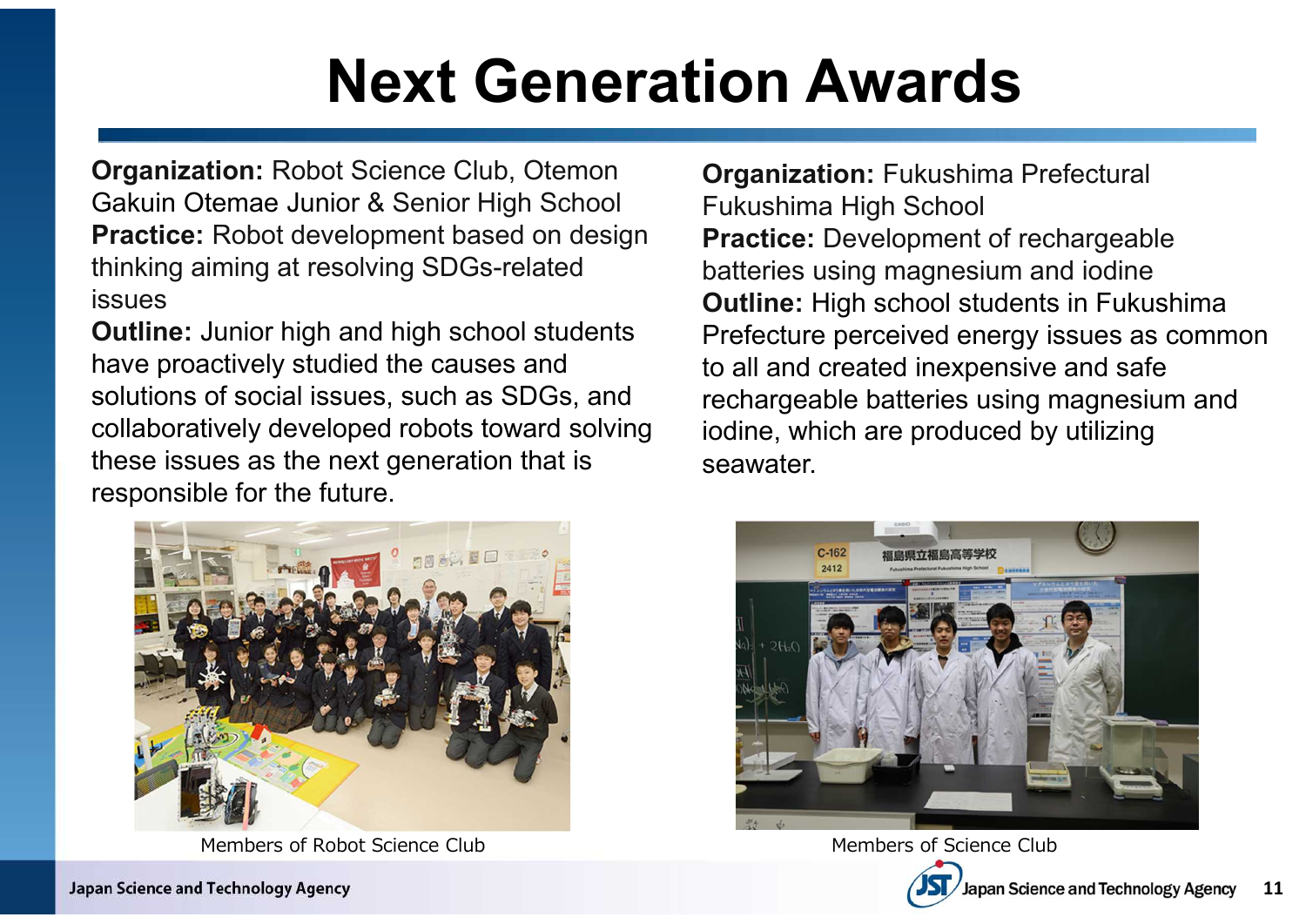# Next Generation Awards

**Organization:** Robot Science Club, Otemon Gakuin Otemae Junior & Senior High School
**Practice:** Robot development based on design thinking aiming at resolving SDGs-related issues
**Outline:** Junior high and high school students have proactively studied the causes and solutions of social issues, such as SDGs, and collaboratively developed robots toward solving these issues as the next generation that is responsible for the future.

Members of Robot Science Club

**Organization:** Fukushima Prefectural Fukushima High School
**Practice:** Development of rechargeable batteries using magnesium and iodine
**Outline:** High school students in Fukushima Prefecture perceived energy issues as common to all and created inexpensive and safe rechargeable batteries using magnesium and iodine, which are produced by utilizing seawater.

Members of Science Club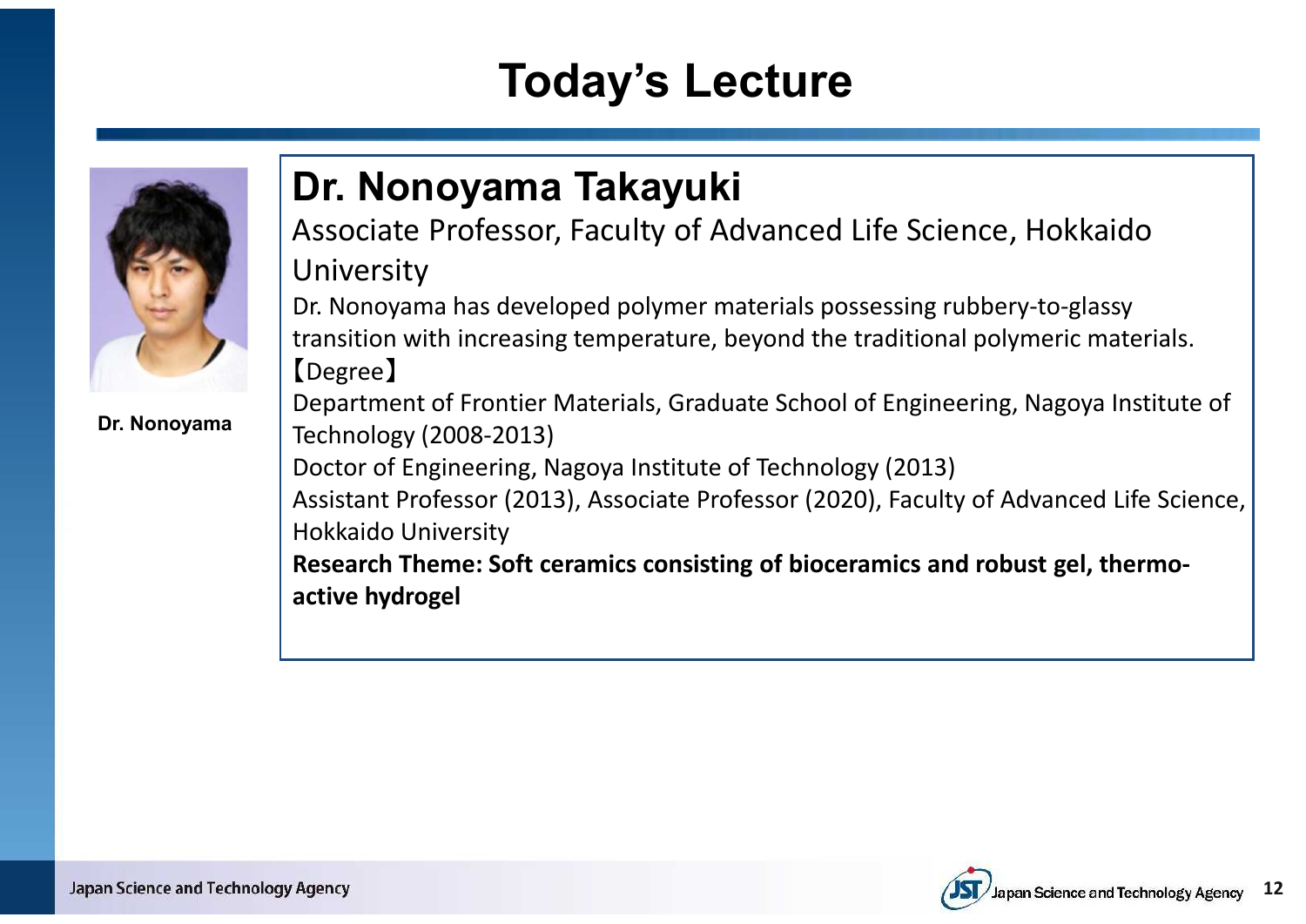# Today's Lecture

Dr. Nonoyama

## Dr. Nonoyama Takayuki

Associate Professor, Faculty of Advanced Life Science, Hokkaido University

Dr. Nonoyama has developed polymer materials possessing rubbery-to-glassy transition with increasing temperature, beyond the traditional polymeric materials.

【Degree】

Department of Frontier Materials, Graduate School of Engineering, Nagoya Institute of Technology (2008-2013)

Doctor of Engineering, Nagoya Institute of Technology (2013)

Assistant Professor (2013), Associate Professor (2020), Faculty of Advanced Life Science, Hokkaido University

**Research Theme: Soft ceramics consisting of bioceramics and robust gel, thermo-active hydrogel**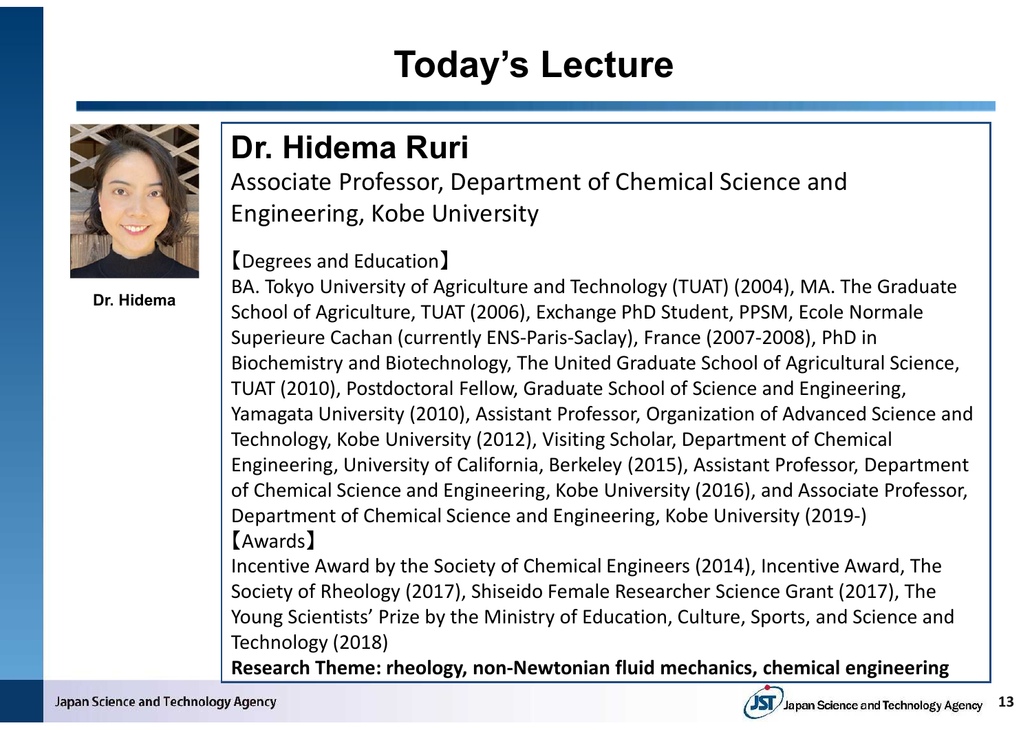# Today's Lecture

Dr. Hidema

## Dr. Hidema Ruri

Associate Professor, Department of Chemical Science and Engineering, Kobe University

【Degrees and Education】

BA. Tokyo University of Agriculture and Technology (TUAT) (2004), MA. The Graduate School of Agriculture, TUAT (2006), Exchange PhD Student, PPSM, Ecole Normale Superieure Cachan (currently ENS-Paris-Saclay), France (2007-2008), PhD in Biochemistry and Biotechnology, The United Graduate School of Agricultural Science, TUAT (2010), Postdoctoral Fellow, Graduate School of Science and Engineering, Yamagata University (2010), Assistant Professor, Organization of Advanced Science and Technology, Kobe University (2012), Visiting Scholar, Department of Chemical Engineering, University of California, Berkeley (2015), Assistant Professor, Department of Chemical Science and Engineering, Kobe University (2016), and Associate Professor, Department of Chemical Science and Engineering, Kobe University (2019-)

【Awards】

Incentive Award by the Society of Chemical Engineers (2014), Incentive Award, The Society of Rheology (2017), Shiseido Female Researcher Science Grant (2017), The Young Scientists' Prize by the Ministry of Education, Culture, Sports, and Science and Technology (2018)

**Research Theme: rheology, non-Newtonian fluid mechanics, chemical engineering**